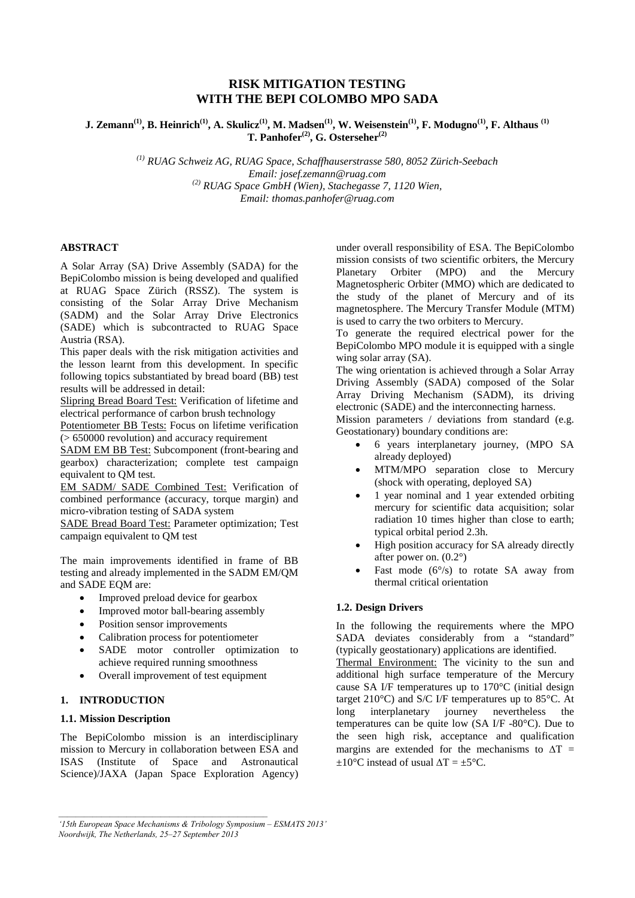# RISK MITIGATION TESTING WITH THE BEPI COLOMBO MPO SADA

**J. Zemann[1], B. Heinrich[1], A. Skulicz[1], M. Madsen[1], W. Weisenstein[1], F. Modugno[1], F. Althaus [1] T. Panhofer[2], G. Osterseher[2]**

*[1] RUAG Schweiz AG, RUAG Space, Schaffhauserstrasse 580, 8052 Zürich-Seebach*
*Email: josef.zemann@ruag.com*
*[2] RUAG Space GmbH (Wien), Stachegasse 7, 1120 Wien,*
*Email: thomas.panhofer@ruag.com*

## ABSTRACT

A Solar Array (SA) Drive Assembly (SADA) for the BepiColombo mission is being developed and qualified at RUAG Space Zürich (RSSZ). The system is consisting of the Solar Array Drive Mechanism (SADM) and the Solar Array Drive Electronics (SADE) which is subcontracted to RUAG Space Austria (RSA).

This paper deals with the risk mitigation activities and the lesson learnt from this development. In specific following topics substantiated by bread board (BB) test results will be addressed in detail:

Slipring Bread Board Test: Verification of lifetime and electrical performance of carbon brush technology

Potentiometer BB Tests: Focus on lifetime verification (> 650000 revolution) and accuracy requirement

SADM EM BB Test: Subcomponent (front-bearing and gearbox) characterization; complete test campaign equivalent to QM test.

EM SADM/ SADE Combined Test: Verification of combined performance (accuracy, torque margin) and micro-vibration testing of SADA system

SADE Bread Board Test: Parameter optimization; Test campaign equivalent to QM test

The main improvements identified in frame of BB testing and already implemented in the SADM EM/QM and SADE EQM are:

- Improved preload device for gearbox
- Improved motor ball-bearing assembly
- Position sensor improvements
- Calibration process for potentiometer
- SADE motor controller optimization to achieve required running smoothness
- Overall improvement of test equipment

## 1. INTRODUCTION

### 1.1. Mission Description

The BepiColombo mission is an interdisciplinary mission to Mercury in collaboration between ESA and ISAS (Institute of Space and Astronautical Science)/JAXA (Japan Space Exploration Agency) under overall responsibility of ESA. The BepiColombo mission consists of two scientific orbiters, the Mercury Planetary Orbiter (MPO) and the Mercury Magnetospheric Orbiter (MMO) which are dedicated to the study of the planet of Mercury and of its magnetosphere. The Mercury Transfer Module (MTM) is used to carry the two orbiters to Mercury.

To generate the required electrical power for the BepiColombo MPO module it is equipped with a single wing solar array (SA).

The wing orientation is achieved through a Solar Array Driving Assembly (SADA) composed of the Solar Array Driving Mechanism (SADM), its driving electronic (SADE) and the interconnecting harness.

Mission parameters / deviations from standard (e.g. Geostationary) boundary conditions are:

- 6 years interplanetary journey, (MPO SA already deployed)
- MTM/MPO separation close to Mercury (shock with operating, deployed SA)
- 1 year nominal and 1 year extended orbiting mercury for scientific data acquisition; solar radiation 10 times higher than close to earth; typical orbital period 2.3h.
- High position accuracy for SA already directly after power on. (0.2°)
- Fast mode (6°/s) to rotate SA away from thermal critical orientation

### 1.2. Design Drivers

In the following the requirements where the MPO SADA deviates considerably from a "standard" (typically geostationary) applications are identified.

Thermal Environment: The vicinity to the sun and additional high surface temperature of the Mercury cause SA I/F temperatures up to 170°C (initial design target 210°C) and S/C I/F temperatures up to 85°C. At long interplanetary journey nevertheless the temperatures can be quite low (SA I/F -80°C). Due to the seen high risk, acceptance and qualification margins are extended for the mechanisms to $\Delta T = \pm 10°C$ instead of usual $\Delta T = \pm 5°C$.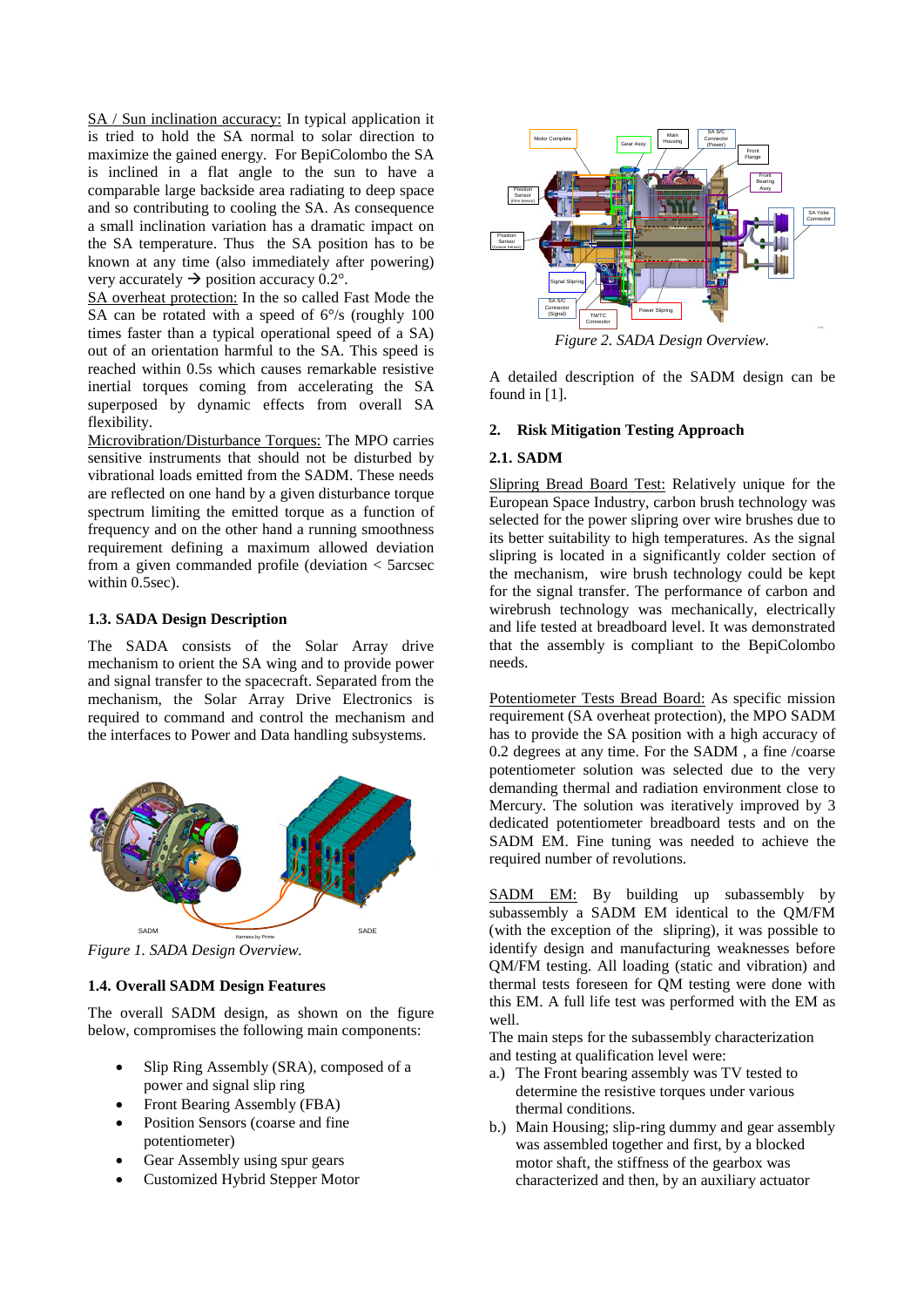SA / Sun inclination accuracy: In typical application it is tried to hold the SA normal to solar direction to maximize the gained energy. For BepiColombo the SA is inclined in a flat angle to the sun to have a comparable large backside area radiating to deep space and so contributing to cooling the SA. As consequence a small inclination variation has a dramatic impact on the SA temperature. Thus the SA position has to be known at any time (also immediately after powering) very accurately → position accuracy 0.2°.

SA overheat protection: In the so called Fast Mode the SA can be rotated with a speed of 6°/s (roughly 100 times faster than a typical operational speed of a SA) out of an orientation harmful to the SA. This speed is reached within 0.5s which causes remarkable resistive inertial torques coming from accelerating the SA superposed by dynamic effects from overall SA flexibility.

Microvibration/Disturbance Torques: The MPO carries sensitive instruments that should not be disturbed by vibrational loads emitted from the SADM. These needs are reflected on one hand by a given disturbance torque spectrum limiting the emitted torque as a function of frequency and on the other hand a running smoothness requirement defining a maximum allowed deviation from a given commanded profile (deviation < 5arcsec within 0.5sec).

### 1.3. SADA Design Description

The SADA consists of the Solar Array drive mechanism to orient the SA wing and to provide power and signal transfer to the spacecraft. Separated from the mechanism, the Solar Array Drive Electronics is required to command and control the mechanism and the interfaces to Power and Data handling subsystems.

*Figure 1. SADA Design Overview.*

### 1.4. Overall SADM Design Features

The overall SADM design, as shown on the figure below, compromises the following main components:

- Slip Ring Assembly (SRA), composed of a power and signal slip ring
- Front Bearing Assembly (FBA)
- Position Sensors (coarse and fine potentiometer)
- Gear Assembly using spur gears
- Customized Hybrid Stepper Motor

*Figure 2. SADA Design Overview.*

A detailed description of the SADM design can be found in [1].

## 2. Risk Mitigation Testing Approach

### 2.1. SADM

Slipring Bread Board Test: Relatively unique for the European Space Industry, carbon brush technology was selected for the power slipring over wire brushes due to its better suitability to high temperatures. As the signal slipring is located in a significantly colder section of the mechanism, wire brush technology could be kept for the signal transfer. The performance of carbon and wirebrush technology was mechanically, electrically and life tested at breadboard level. It was demonstrated that the assembly is compliant to the BepiColombo needs.

Potentiometer Tests Bread Board: As specific mission requirement (SA overheat protection), the MPO SADM has to provide the SA position with a high accuracy of 0.2 degrees at any time. For the SADM , a fine /coarse potentiometer solution was selected due to the very demanding thermal and radiation environment close to Mercury. The solution was iteratively improved by 3 dedicated potentiometer breadboard tests and on the SADM EM. Fine tuning was needed to achieve the required number of revolutions.

SADM EM: By building up subassembly by subassembly a SADM EM identical to the QM/FM (with the exception of the slipring), it was possible to identify design and manufacturing weaknesses before QM/FM testing. All loading (static and vibration) and thermal tests foreseen for QM testing were done with this EM. A full life test was performed with the EM as well.

The main steps for the subassembly characterization and testing at qualification level were:

a.) The Front bearing assembly was TV tested to determine the resistive torques under various thermal conditions.

b.) Main Housing; slip-ring dummy and gear assembly was assembled together and first, by a blocked motor shaft, the stiffness of the gearbox was characterized and then, by an auxiliary actuator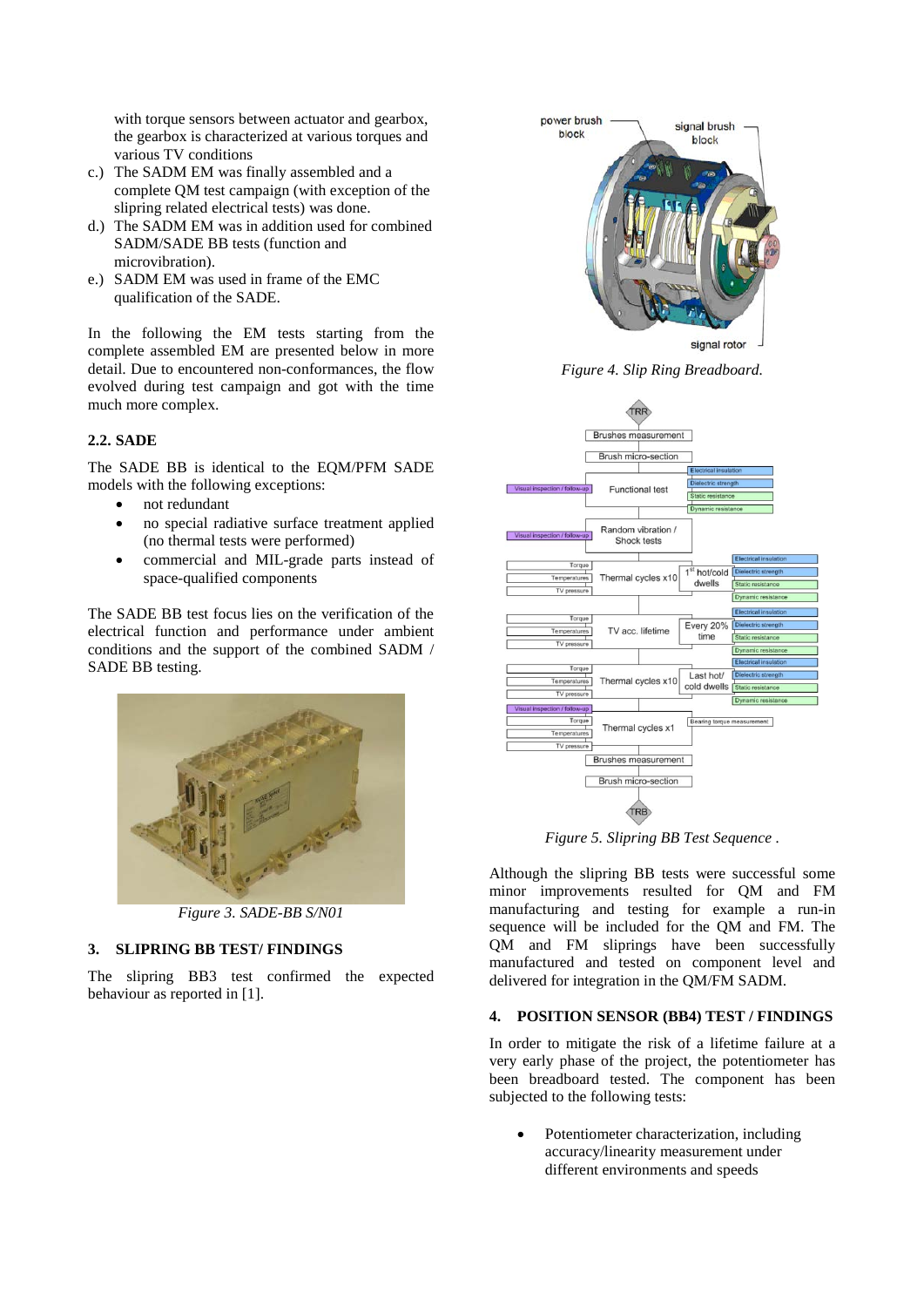with torque sensors between actuator and gearbox, the gearbox is characterized at various torques and various TV conditions

c.) The SADM EM was finally assembled and a complete QM test campaign (with exception of the slipring related electrical tests) was done.

d.) The SADM EM was in addition used for combined SADM/SADE BB tests (function and microvibration).

e.) SADM EM was used in frame of the EMC qualification of the SADE.

In the following the EM tests starting from the complete assembled EM are presented below in more detail. Due to encountered non-conformances, the flow evolved during test campaign and got with the time much more complex.

### 2.2. SADE

The SADE BB is identical to the EQM/PFM SADE models with the following exceptions:

- not redundant
- no special radiative surface treatment applied (no thermal tests were performed)
- commercial and MIL-grade parts instead of space-qualified components

The SADE BB test focus lies on the verification of the electrical function and performance under ambient conditions and the support of the combined SADM / SADE BB testing.

*Figure 3. SADE-BB S/N01*

## 3. SLIPRING BB TEST/ FINDINGS

The slipring BB3 test confirmed the expected behaviour as reported in [1].

*Figure 4. Slip Ring Breadboard.*

*Figure 5. Slipring BB Test Sequence .*

Although the slipring BB tests were successful some minor improvements resulted for QM and FM manufacturing and testing for example a run-in sequence will be included for the QM and FM. The QM and FM sliprings have been successfully manufactured and tested on component level and delivered for integration in the QM/FM SADM.

## 4. POSITION SENSOR (BB4) TEST / FINDINGS

In order to mitigate the risk of a lifetime failure at a very early phase of the project, the potentiometer has been breadboard tested. The component has been subjected to the following tests:

- Potentiometer characterization, including accuracy/linearity measurement under different environments and speeds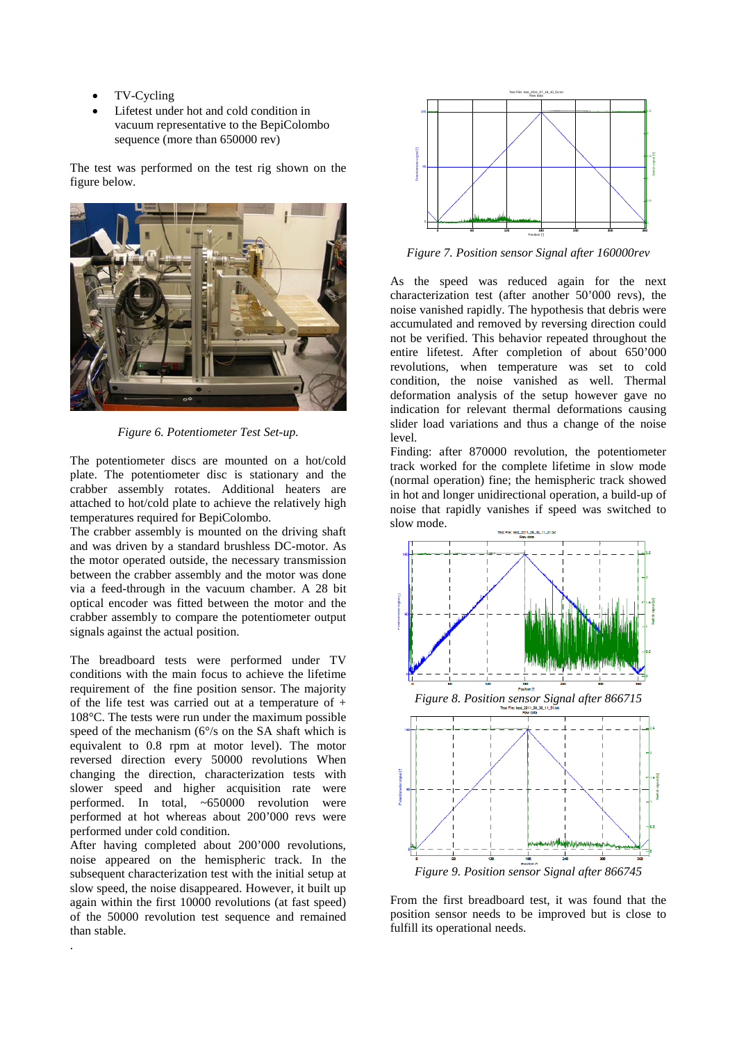- TV-Cycling
- Lifetest under hot and cold condition in vacuum representative to the BepiColombo sequence (more than 650000 rev)

The test was performed on the test rig shown on the figure below.

*Figure 6. Potentiometer Test Set-up.*

The potentiometer discs are mounted on a hot/cold plate. The potentiometer disc is stationary and the crabber assembly rotates. Additional heaters are attached to hot/cold plate to achieve the relatively high temperatures required for BepiColombo.

The crabber assembly is mounted on the driving shaft and was driven by a standard brushless DC-motor. As the motor operated outside, the necessary transmission between the crabber assembly and the motor was done via a feed-through in the vacuum chamber. A 28 bit optical encoder was fitted between the motor and the crabber assembly to compare the potentiometer output signals against the actual position.

The breadboard tests were performed under TV conditions with the main focus to achieve the lifetime requirement of the fine position sensor. The majority of the life test was carried out at a temperature of + 108°C. The tests were run under the maximum possible speed of the mechanism (6°/s on the SA shaft which is equivalent to 0.8 rpm at motor level). The motor reversed direction every 50000 revolutions When changing the direction, characterization tests with slower speed and higher acquisition rate were performed. In total, ~650000 revolution were performed at hot whereas about 200'000 revs were performed under cold condition.

After having completed about 200'000 revolutions, noise appeared on the hemispheric track. In the subsequent characterization test with the initial setup at slow speed, the noise disappeared. However, it built up again within the first 10000 revolutions (at fast speed) of the 50000 revolution test sequence and remained than stable.

*Figure 7. Position sensor Signal after 160000rev*

As the speed was reduced again for the next characterization test (after another 50'000 revs), the noise vanished rapidly. The hypothesis that debris were accumulated and removed by reversing direction could not be verified. This behavior repeated throughout the entire lifetest. After completion of about 650'000 revolutions, when temperature was set to cold condition, the noise vanished as well. Thermal deformation analysis of the setup however gave no indication for relevant thermal deformations causing slider load variations and thus a change of the noise level.

Finding: after 870000 revolution, the potentiometer track worked for the complete lifetime in slow mode (normal operation) fine; the hemispheric track showed in hot and longer unidirectional operation, a build-up of noise that rapidly vanishes if speed was switched to slow mode.

*Figure 8. Position sensor Signal after 866715*

*Figure 9. Position sensor Signal after 866745*

From the first breadboard test, it was found that the position sensor needs to be improved but is close to fulfill its operational needs.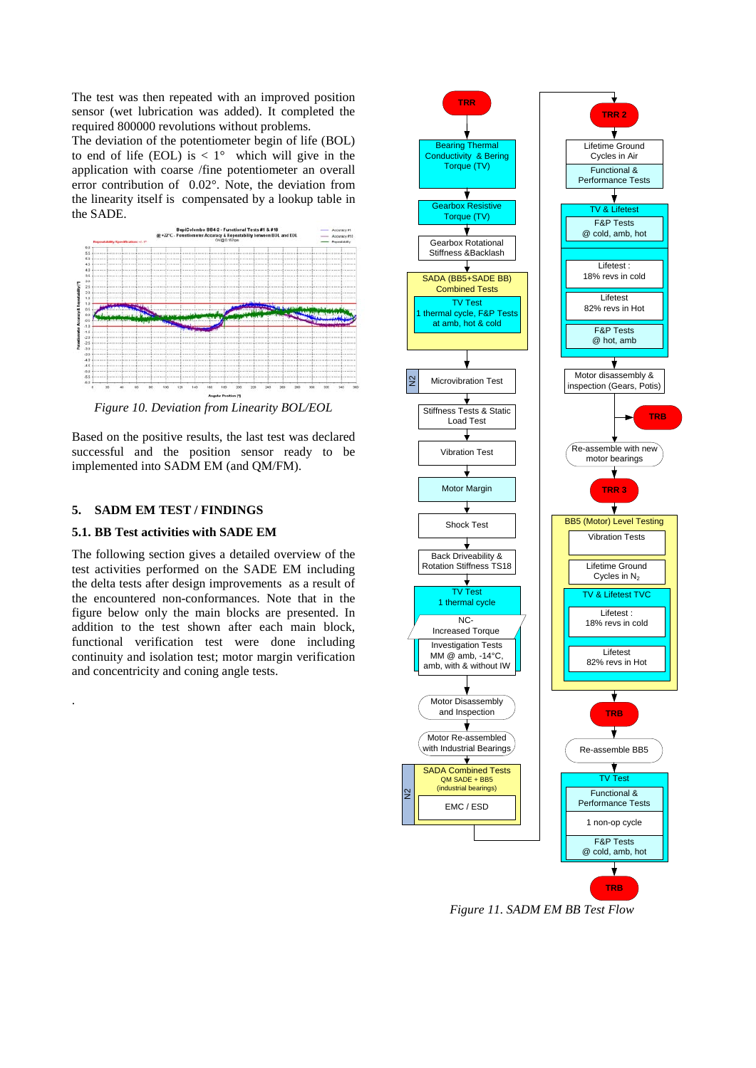The test was then repeated with an improved position sensor (wet lubrication was added). It completed the required 800000 revolutions without problems.
The deviation of the potentiometer begin of life (BOL) to end of life (EOL) is < 1° which will give in the application with coarse /fine potentiometer an overall error contribution of 0.02°. Note, the deviation from the linearity itself is compensated by a lookup table in the SADE.

*Figure 10. Deviation from Linearity BOL/EOL*

Based on the positive results, the last test was declared successful and the position sensor ready to be implemented into SADM EM (and QM/FM).

## 5. SADM EM TEST / FINDINGS

### 5.1. BB Test activities with SADE EM

The following section gives a detailed overview of the test activities performed on the SADE EM including the delta tests after design improvements as a result of the encountered non-conformances. Note that in the figure below only the main blocks are presented. In addition to the test shown after each main block, functional verification test were done including continuity and isolation test; motor margin verification and concentricity and coning angle tests.

.

*Figure 11. SADM EM BB Test Flow*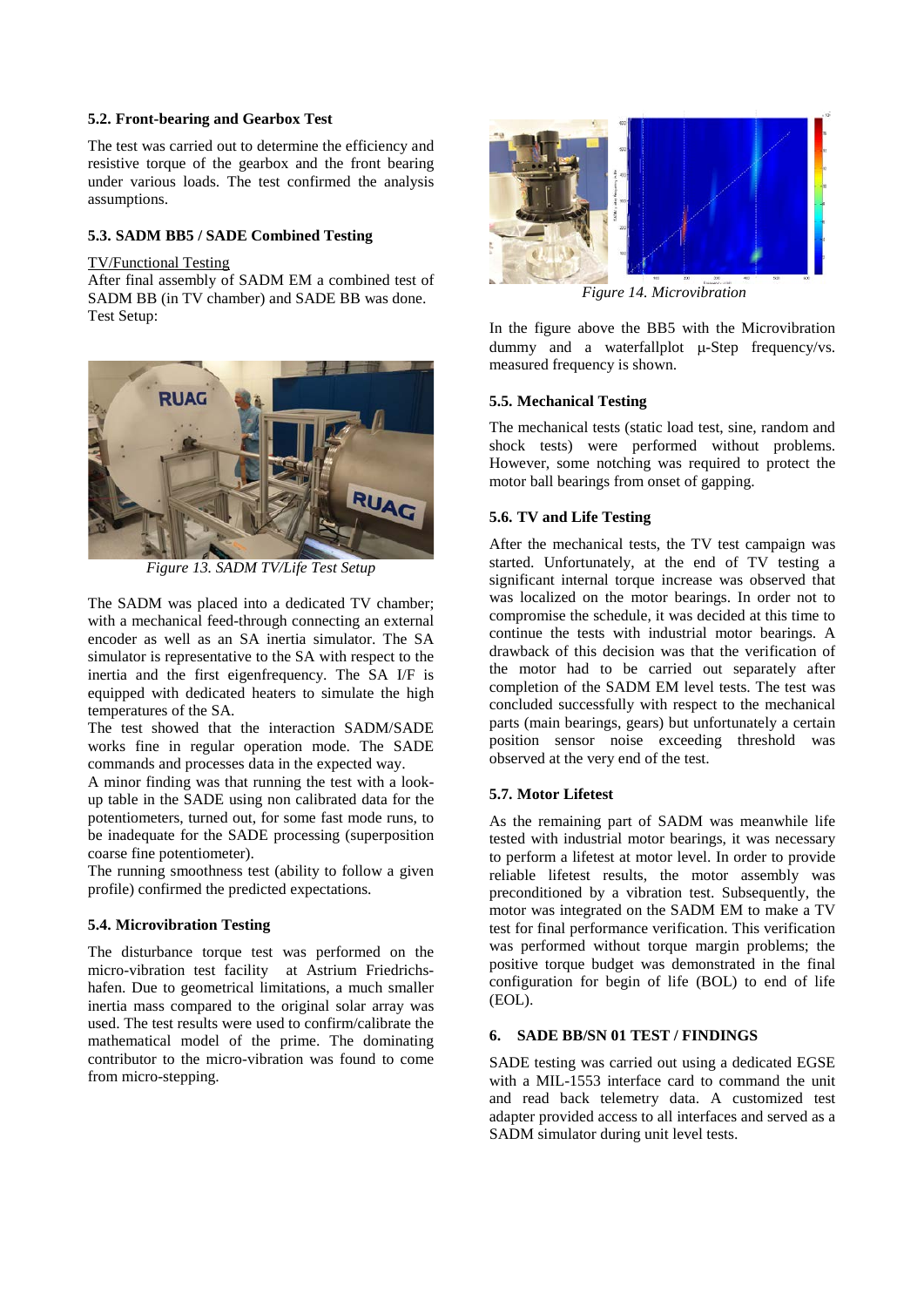### 5.2. Front-bearing and Gearbox Test

The test was carried out to determine the efficiency and resistive torque of the gearbox and the front bearing under various loads. The test confirmed the analysis assumptions.

### 5.3. SADM BB5 / SADE Combined Testing

TV/Functional Testing

After final assembly of SADM EM a combined test of SADM BB (in TV chamber) and SADE BB was done.

Test Setup:

*Figure 13. SADM TV/Life Test Setup*

The SADM was placed into a dedicated TV chamber; with a mechanical feed-through connecting an external encoder as well as an SA inertia simulator. The SA simulator is representative to the SA with respect to the inertia and the first eigenfrequency. The SA I/F is equipped with dedicated heaters to simulate the high temperatures of the SA.

The test showed that the interaction SADM/SADE works fine in regular operation mode. The SADE commands and processes data in the expected way.

A minor finding was that running the test with a look-up table in the SADE using non calibrated data for the potentiometers, turned out, for some fast mode runs, to be inadequate for the SADE processing (superposition coarse fine potentiometer).

The running smoothness test (ability to follow a given profile) confirmed the predicted expectations.

### 5.4. Microvibration Testing

The disturbance torque test was performed on the micro-vibration test facility at Astrium Friedrichs-hafen. Due to geometrical limitations, a much smaller inertia mass compared to the original solar array was used. The test results were used to confirm/calibrate the mathematical model of the prime. The dominating contributor to the micro-vibration was found to come from micro-stepping.

*Figure 14. Microvibration*

In the figure above the BB5 with the Microvibration dummy and a waterfallplot µ-Step frequency/vs. measured frequency is shown.

### 5.5. Mechanical Testing

The mechanical tests (static load test, sine, random and shock tests) were performed without problems. However, some notching was required to protect the motor ball bearings from onset of gapping.

### 5.6. TV and Life Testing

After the mechanical tests, the TV test campaign was started. Unfortunately, at the end of TV testing a significant internal torque increase was observed that was localized on the motor bearings. In order not to compromise the schedule, it was decided at this time to continue the tests with industrial motor bearings. A drawback of this decision was that the verification of the motor had to be carried out separately after completion of the SADM EM level tests. The test was concluded successfully with respect to the mechanical parts (main bearings, gears) but unfortunately a certain position sensor noise exceeding threshold was observed at the very end of the test.

### 5.7. Motor Lifetest

As the remaining part of SADM was meanwhile life tested with industrial motor bearings, it was necessary to perform a lifetest at motor level. In order to provide reliable lifetest results, the motor assembly was preconditioned by a vibration test. Subsequently, the motor was integrated on the SADM EM to make a TV test for final performance verification. This verification was performed without torque margin problems; the positive torque budget was demonstrated in the final configuration for begin of life (BOL) to end of life (EOL).

## 6. SADE BB/SN 01 TEST / FINDINGS

SADE testing was carried out using a dedicated EGSE with a MIL-1553 interface card to command the unit and read back telemetry data. A customized test adapter provided access to all interfaces and served a SADM simulator during unit level tests.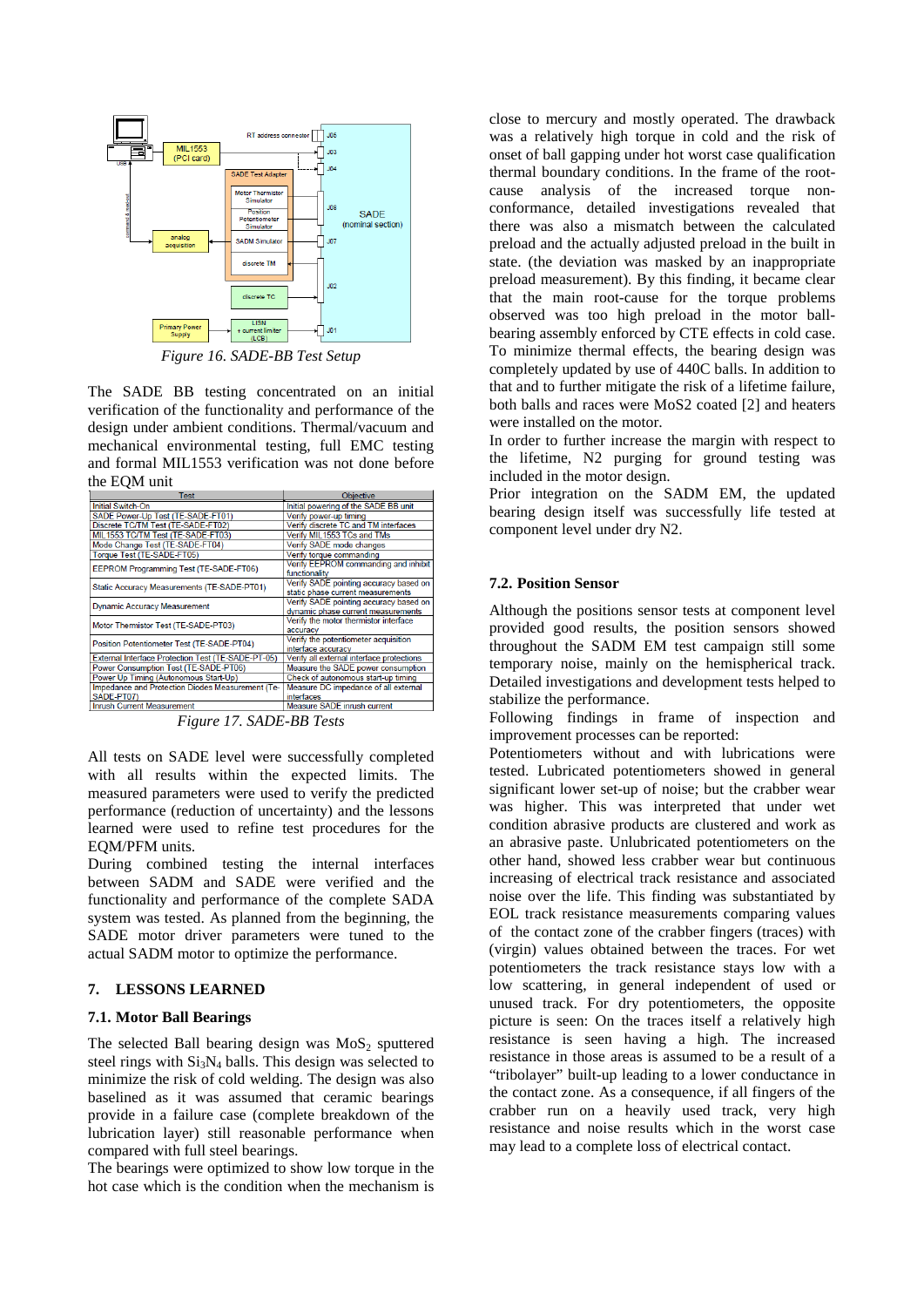Figure 16. SADE-BB Test Setup

The SADE BB testing concentrated on an initial verification of the functionality and performance of the design under ambient conditions. Thermal/vacuum and mechanical environmental testing, full EMC testing and formal MIL1553 verification was not done before the EQM unit

| Test | Objective |
|---|---|
| Initial Switch-On | Initial powering of the SADE BB unit |
| SADE Power-Up Test (TE-SADE-FT01) | Verify power-up timing |
| Discrete TC/TM Test (TE-SADE-FT02) | Verify discrete TC and TM interfaces |
| MIL1553 TC/TM Test (TE-SADE-FT03) | Verify MIL1553 TCs and TMs |
| Mode Change Test (TE-SADE-FT04) | Verify SADE mode changes |
| Torque Test (TE-SADE-FT05) | Verify torque commanding |
| EEPROM Programming Test (TE-SADE-FT06) | Verify EEPROM commanding and inhibit functionality |
| Static Accuracy Measurements (TE-SADE-PT01) | Verify SADE pointing accuracy based on static phase current measurements |
| Dynamic Accuracy Measurement | Verify SADE pointing accuracy based on dynamic phase current measurements |
| Motor Thermistor Test (TE-SADE-PT03) | Verify the motor thermistor interface accuracy |
| Position Potentiometer Test (TE-SADE-PT04) | Verify the potentiometer acquisition interface accuracy |
| External Interface Protection Test (TE-SADE-PT-05) | Verify all external interface protections |
| Power Consumption Test (TE-SADE-PT06) | Measure the SADE power consumption |
| Power Up Timing (Autonomous Start-Up) | Check of autonomous start-up timing |
| Impedance and Protection Diodes Measurement (Te-SADE-PT07) | Measure DC impedance of all external interfaces |
| Inrush Current Measurement | Measure SADE inrush current |

Figure 17. SADE-BB Tests

All tests on SADE level were successfully completed with all results within the expected limits. The measured parameters were used to verify the predicted performance (reduction of uncertainty) and the lessons learned were used to refine test procedures for the EQM/PFM units.

During combined testing the internal interfaces between SADM and SADE were verified and the functionality and performance of the complete SADA system was tested. As planned from the beginning, the SADE motor driver parameters were tuned to the actual SADM motor to optimize the performance.

## 7. LESSONS LEARNED

### 7.1. Motor Ball Bearings

The selected Ball bearing design was $MoS_2$ sputtered steel rings with $Si_3N_4$ balls. This design was selected to minimize the risk of cold welding. The design was also baselined as it was assumed that ceramic bearings provide in a failure case (complete breakdown of the lubrication layer) still reasonable performance when compared with full steel bearings.

The bearings were optimized to show low torque in the hot case which is the condition when the mechanism is close to mercury and mostly operated. The drawback was a relatively high torque in cold and the risk of onset of ball gapping under hot worst case qualification thermal boundary conditions. In the frame of the root-cause analysis of the increased torque non-conformance, detailed investigations revealed that there was also a mismatch between the calculated preload and the actually adjusted preload in the built in state. (the deviation was masked by an inappropriate preload measurement). By this finding, it became clear that the main root-cause for the torque problems observed was too high preload in the motor ball-bearing assembly enforced by CTE effects in cold case. To minimize thermal effects, the bearing design was completely updated by use of 440C balls. In addition to that and to further mitigate the risk of a lifetime failure, both balls and races were MoS2 coated [2] and heaters were installed on the motor.

In order to further increase the margin with respect to the lifetime, N2 purging for ground testing was included in the motor design.

Prior integration on the SADM EM, the updated bearing design itself was successfully life tested at component level under dry N2.

### 7.2. Position Sensor

Although the positions sensor tests at component level provided good results, the position sensors showed throughout the SADM EM test campaign still some temporary noise, mainly on the hemispherical track. Detailed investigations and development tests helped to stabilize the performance.

Following findings in frame of inspection and improvement processes can be reported:

Potentiometers without and with lubrications were tested. Lubricated potentiometers showed in general significant lower set-up of noise; but the crabber wear was higher. This was interpreted that under wet condition abrasive products are clustered and work as an abrasive paste. Unlubricated potentiometers on the other hand, showed less crabber wear but continuous increasing of electrical track resistance and associated noise over the life. This finding was substantiated by EOL track resistance measurements comparing values of the contact zone of the crabber fingers (traces) with (virgin) values obtained between the traces. For wet potentiometers the track resistance stays low with a low scattering, in general independent of used or unused track. For dry potentiometers, the opposite picture is seen: On the traces itself a relatively high resistance is seen having a high. The increased resistance in those areas is assumed to be a result of a "tribolayer" built-up leading to a lower conductance in the contact zone. As a consequence, if all fingers of the crabber run on a heavily used track, very high resistance and noise results which in the worst case may lead to a complete loss of electrical contact.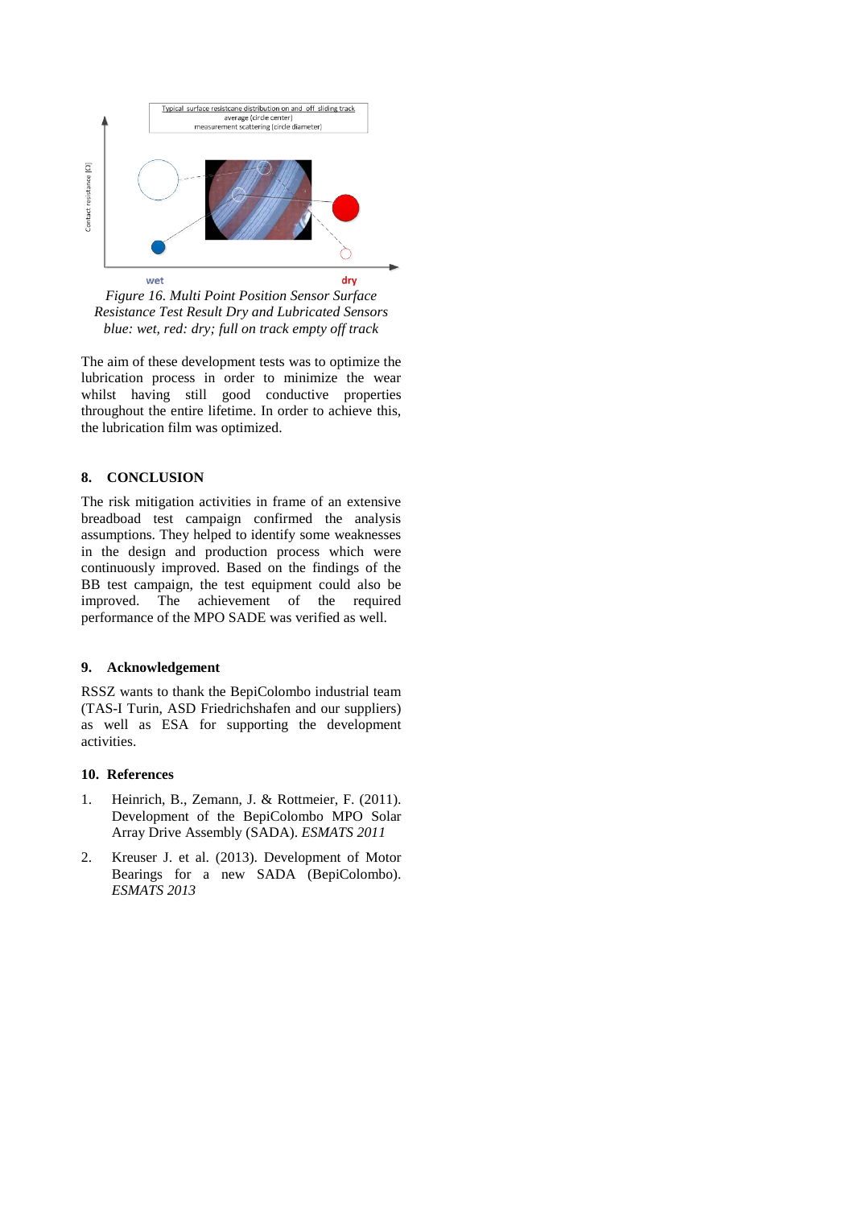Typical surface resistcane distribution on and off sliding track
average (circle center)
measurement scattering (circle diameter)

Contact resistance [Ω]

wet

dry

*Figure 16. Multi Point Position Sensor Surface Resistance Test Result Dry and Lubricated Sensors blue: wet, red: dry; full on track empty off track*

The aim of these development tests was to optimize the lubrication process in order to minimize the wear whilst having still good conductive properties throughout the entire lifetime. In order to achieve this, the lubrication film was optimized.

## 8. CONCLUSION

The risk mitigation activities in frame of an extensive breadboad test campaign confirmed the analysis assumptions. They helped to identify some weaknesses in the design and production process which were continuously improved. Based on the findings of the BB test campaign, the test equipment could also be improved. The achievement of the required performance of the MPO SADE was verified as well.

## 9. Acknowledgement

RSSZ wants to thank the BepiColombo industrial team (TAS-I Turin, ASD Friedrichshafen and our suppliers) as well as ESA for supporting the development activities.

## 10. References

1. Heinrich, B., Zemann, J. & Rottmeier, F. (2011). Development of the BepiColombo MPO Solar Array Drive Assembly (SADA). *ESMATS 2011*
2. Kreuser J. et al. (2013). Development of Motor Bearings for a new SADA (BepiColombo). *ESMATS 2013*